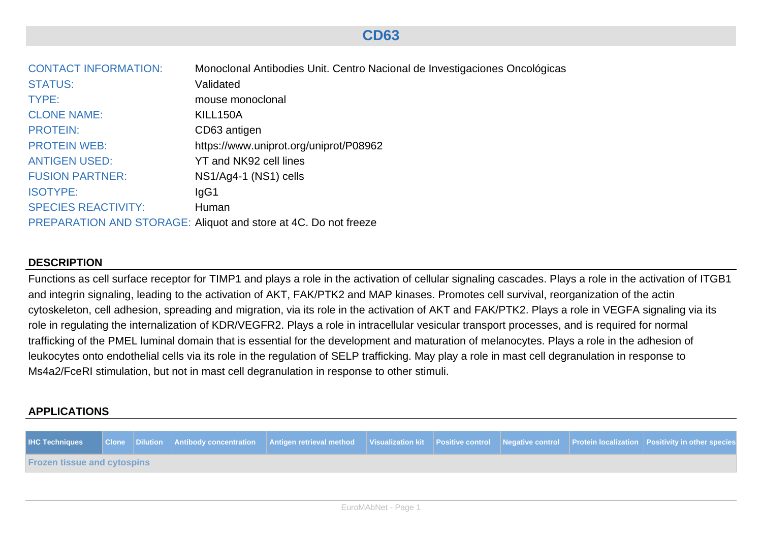# CD63

CONTACT INFORMATION: Monoclonal Antibodies Unit. Centro Nacional de Investigaciones Oncológicas
STATUS: Validated
TYPE: mouse monoclonal
CLONE NAME: KILL150A
PROTEIN: CD63 antigen
PROTEIN WEB: https://www.uniprot.org/uniprot/P08962
ANTIGEN USED: YT and NK92 cell lines
FUSION PARTNER: NS1/Ag4-1 (NS1) cells
ISOTYPE: IgG1
SPECIES REACTIVITY: Human
PREPARATION AND STORAGE: Aliquot and store at 4C. Do not freeze

## DESCRIPTION

Functions as cell surface receptor for TIMP1 and plays a role in the activation of cellular signaling cascades. Plays a role in the activation of ITGB1 and integrin signaling, leading to the activation of AKT, FAK/PTK2 and MAP kinases. Promotes cell survival, reorganization of the actin cytoskeleton, cell adhesion, spreading and migration, via its role in the activation of AKT and FAK/PTK2. Plays a role in VEGFA signaling via its role in regulating the internalization of KDR/VEGFR2. Plays a role in intracellular vesicular transport processes, and is required for normal trafficking of the PMEL luminal domain that is essential for the development and maturation of melanocytes. Plays a role in the adhesion of leukocytes onto endothelial cells via its role in the regulation of SELP trafficking. May play a role in mast cell degranulation in response to Ms4a2/FceRI stimulation, but not in mast cell degranulation in response to other stimuli.

## APPLICATIONS

| IHC Techniques | Clone | Dilution | Antibody concentration | Antigen retrieval method | Visualization kit | Positive control | Negative control | Protein localization | Positivity in other species |
|---|---|---|---|---|---|---|---|---|---|
| **Frozen tissue and cytospins** | | | | | | | | | |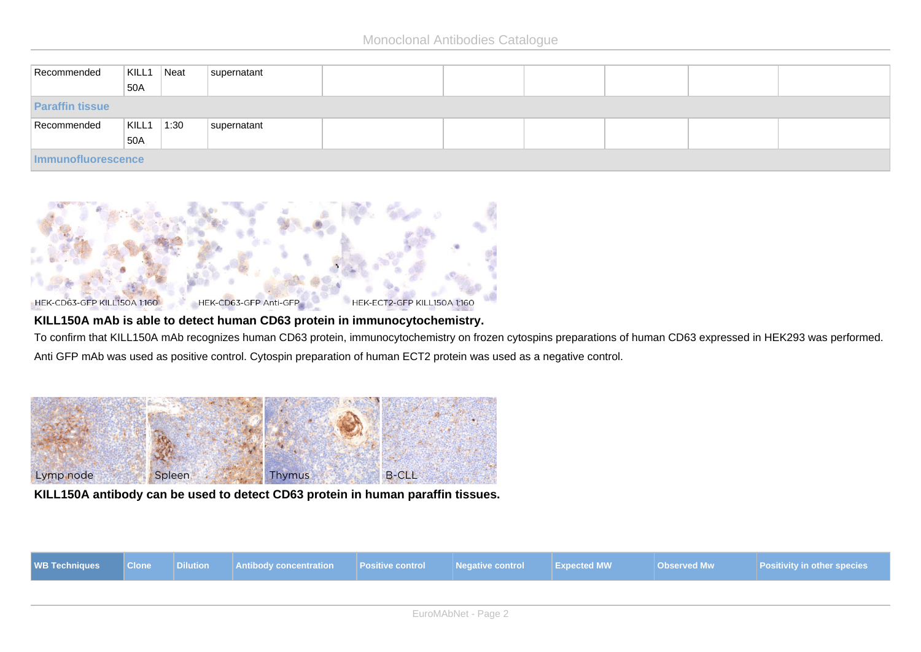| Recommended | KILL150A | Neat | supernatant | | | | | |
|---|---|---|---|---|---|---|---|---|
| **Paraffin tissue** | | | | | | | | |
| Recommended | KILL150A | 1:30 | supernatant | | | | | |
| **Immunofluorescence** | | | | | | | | |

HEK-CD63-GFP KILL150A 1:160 HEK-CD63-GFP Anti-GFP HEK-ECT2-GFP KILL150A 1:160

**KILL150A mAb is able to detect human CD63 protein in immunocytochemistry.**

To confirm that KILL150A mAb recognizes human CD63 protein, immunocytochemistry on frozen cytospins preparations of human CD63 expressed in HEK293 was performed. Anti GFP mAb was used as positive control. Cytospin preparation of human ECT2 protein was used as a negative control.

Lymp node Spleen Thymus B-CLL

**KILL150A antibody can be used to detect CD63 protein in human paraffin tissues.**

| WB Techniques | Clone | Dilution | Antibody concentration | Positive control | Negative control | Expected MW | Observed Mw | Positivity in other species |
|---|---|---|---|---|---|---|---|---|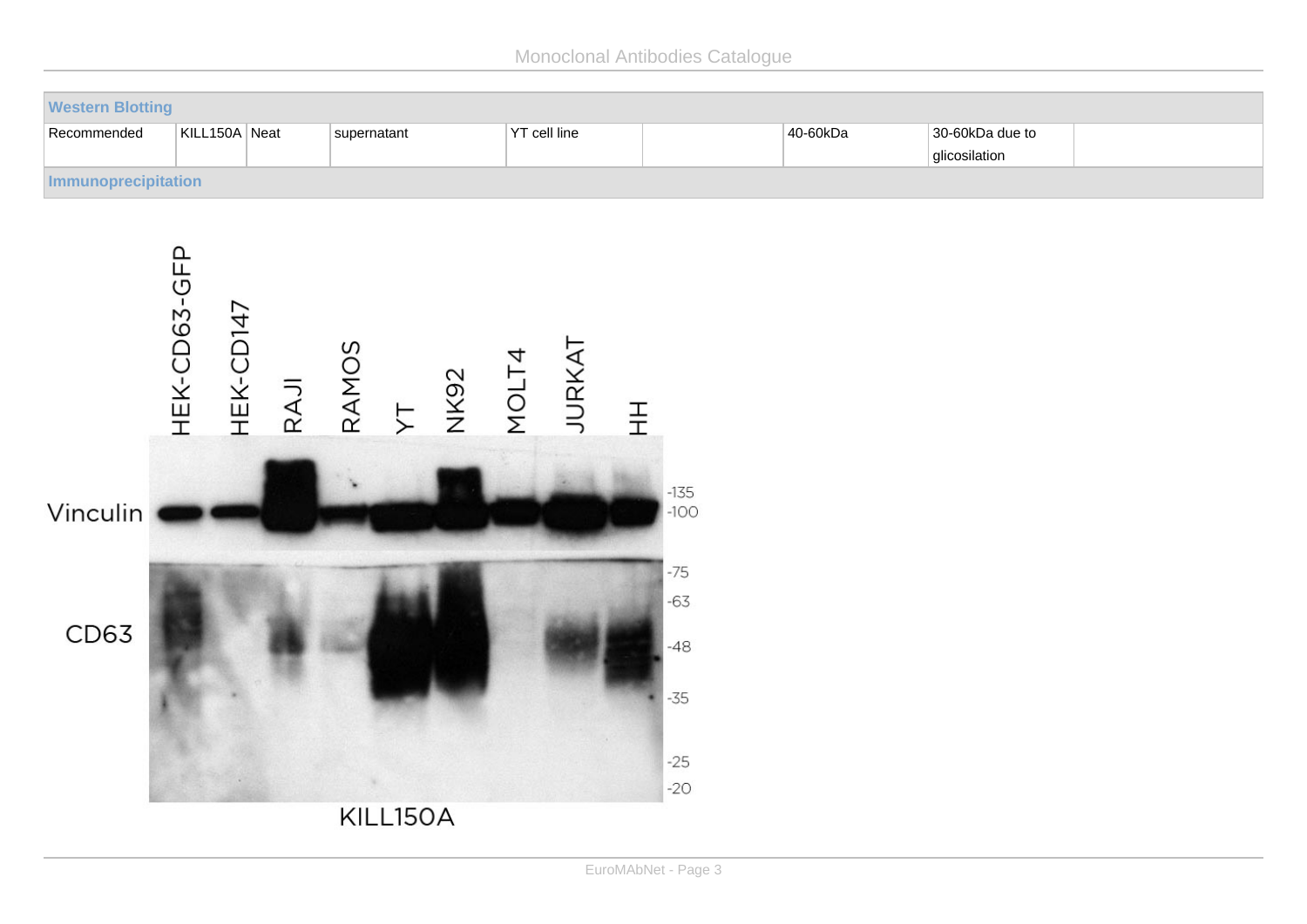| Western Blotting | | | | | | | | |
| --- | --- | --- | --- | --- | --- | --- | --- | --- |
| Recommended | KILL150A | Neat | supernatant | YT cell line | | 40-60kDa | 30-60kDa due to glicosilation | |
| **Immunoprecipitation** | | | | | | | | |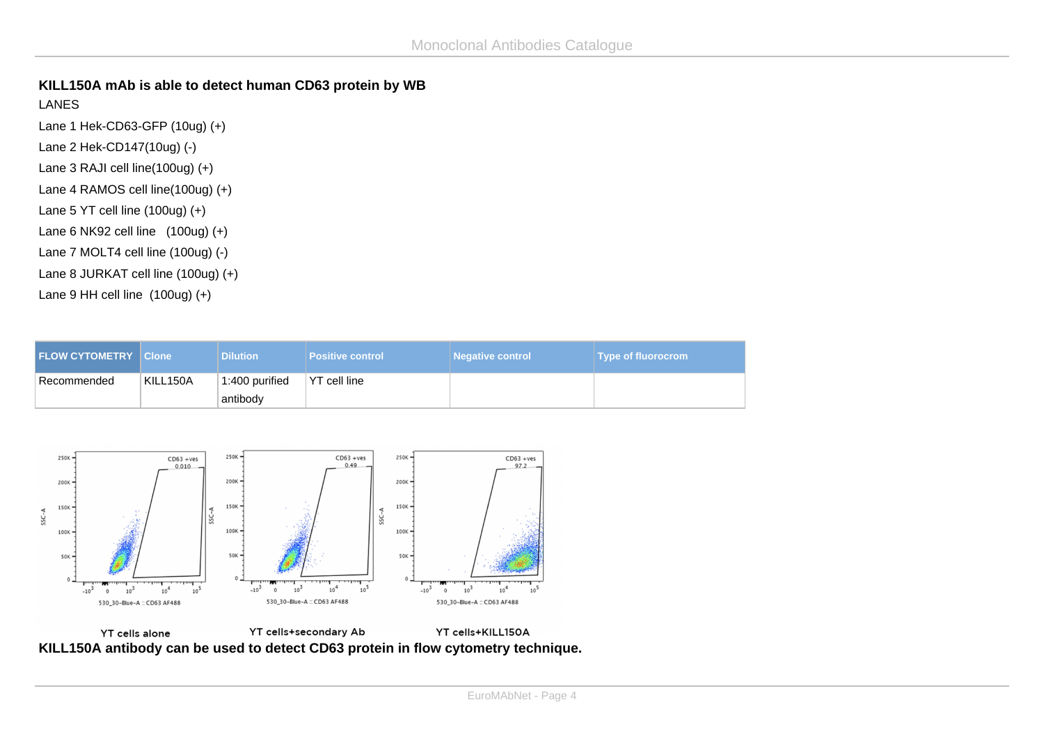**KILL150A mAb is able to detect human CD63 protein by WB**

LANES

Lane 1 Hek-CD63-GFP (10ug) (+)

Lane 2 Hek-CD147(10ug) (-)

Lane 3 RAJI cell line(100ug) (+)

Lane 4 RAMOS cell line(100ug) (+)

Lane 5 YT cell line (100ug) (+)

Lane 6 NK92 cell line (100ug) (+)

Lane 7 MOLT4 cell line (100ug) (-)

Lane 8 JURKAT cell line (100ug) (+)

Lane 9 HH cell line (100ug) (+)

| FLOW CYTOMETRY | Clone | Dilution | Positive control | Negative control | Type of fluorocrom |
|---|---|---|---|---|---|
| Recommended | KILL150A | 1:400 purified antibody | YT cell line | | |

CD63 +ves
0.010
SSC-A
530_30-Blue-A :: CD63 AF488
YT cells alone

CD63 +ves
0.49
SSC-A
530_30-Blue-A :: CD63 AF488
YT cells+secondary Ab

CD63 +ves
97.2
SSC-A
530_30-Blue-A :: CD63 AF488
YT cells+KILL150A

**KILL150A antibody can be used to detect CD63 protein in flow cytometry technique.**